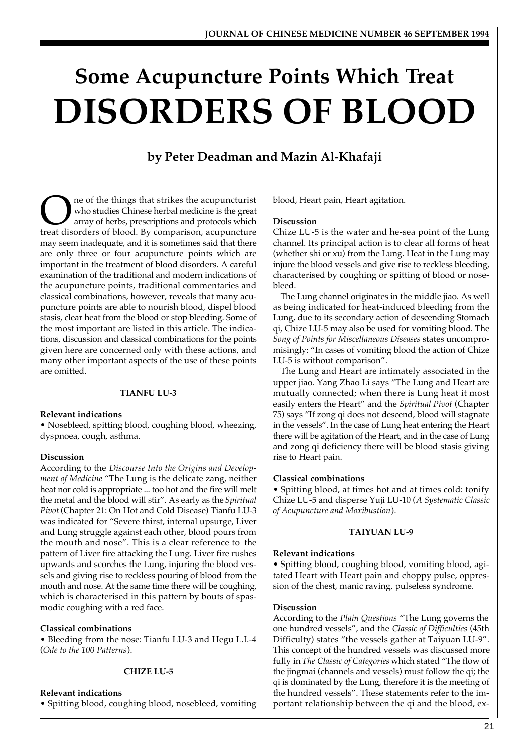# Some Acupuncture Points Which Treat DISORDERS OF BLOOD

**by Peter Deadman and Mazin Al-Khafaji**

One of the things that strikes the acupuncturist who studies Chinese herbal medicine is the great array of herbs, prescriptions and protocols which treat disorders of blood. By comparison, acupuncture may seem inadequate, and it is sometimes said that there are only three or four acupuncture points which are important in the treatment of blood disorders. A careful examination of the traditional and modern indications of the acupuncture points, traditional commentaries and classical combinations, however, reveals that many acupuncture points are able to nourish blood, dispel blood stasis, clear heat from the blood or stop bleeding. Some of the most important are listed in this article. The indications, discussion and classical combinations for the points given here are concerned only with these actions, and many other important aspects of the use of these points are omitted.

## TIANFU LU-3

**Relevant indications**

- Nosebleed, spitting blood, coughing blood, wheezing, dyspnoea, cough, asthma.

**Discussion**

According to the *Discourse Into the Origins and Development of Medicine* "The Lung is the delicate zang, neither heat nor cold is appropriate ... too hot and the fire will melt the metal and the blood will stir". As early as the *Spiritual Pivot* (Chapter 21: On Hot and Cold Disease) Tianfu LU-3 was indicated for "Severe thirst, internal upsurge, Liver and Lung struggle against each other, blood pours from the mouth and nose". This is a clear reference to the pattern of Liver fire attacking the Lung. Liver fire rushes upwards and scorches the Lung, injuring the blood vessels and giving rise to reckless pouring of blood from the mouth and nose. At the same time there will be coughing, which is characterised in this pattern by bouts of spasmodic coughing with a red face.

**Classical combinations**

- Bleeding from the nose: Tianfu LU-3 and Hegu L.I.-4 (*Ode to the 100 Patterns*).

## CHIZE LU-5

**Relevant indications**

- Spitting blood, coughing blood, nosebleed, vomiting blood, Heart pain, Heart agitation.

**Discussion**

Chize LU-5 is the water and he-sea point of the Lung channel. Its principal action is to clear all forms of heat (whether shi or xu) from the Lung. Heat in the Lung may injure the blood vessels and give rise to reckless bleeding, characterised by coughing or spitting of blood or nosebleed.

The Lung channel originates in the middle jiao. As well as being indicated for heat-induced bleeding from the Lung, due to its secondary action of descending Stomach qi, Chize LU-5 may also be used for vomiting blood. The *Song of Points for Miscellaneous Diseases* states uncompromisingly: "In cases of vomiting blood the action of Chize LU-5 is without comparison".

The Lung and Heart are intimately associated in the upper jiao. Yang Zhao Li says "The Lung and Heart are mutually connected; when there is Lung heat it most easily enters the Heart" and the *Spiritual Pivot* (Chapter 75) says "If zong qi does not descend, blood will stagnate in the vessels". In the case of Lung heat entering the Heart there will be agitation of the Heart, and in the case of Lung and zong qi deficiency there will be blood stasis giving rise to Heart pain.

**Classical combinations**

- Spitting blood, at times hot and at times cold: tonify Chize LU-5 and disperse Yuji LU-10 (*A Systematic Classic of Acupuncture and Moxibustion*).

## TAIYUAN LU-9

**Relevant indications**

- Spitting blood, coughing blood, vomiting blood, agitated Heart with Heart pain and choppy pulse, oppression of the chest, manic raving, pulseless syndrome.

**Discussion**

According to the *Plain Questions* "The Lung governs the one hundred vessels", and the *Classic of Difficulties* (45th Difficulty) states "the vessels gather at Taiyuan LU-9". This concept of the hundred vessels was discussed more fully in *The Classic of Categories* which stated "The flow of the jingmai (channels and vessels) must follow the qi; the qi is dominated by the Lung, therefore it is the meeting of the hundred vessels". These statements refer to the important relationship between the qi and the blood, ex-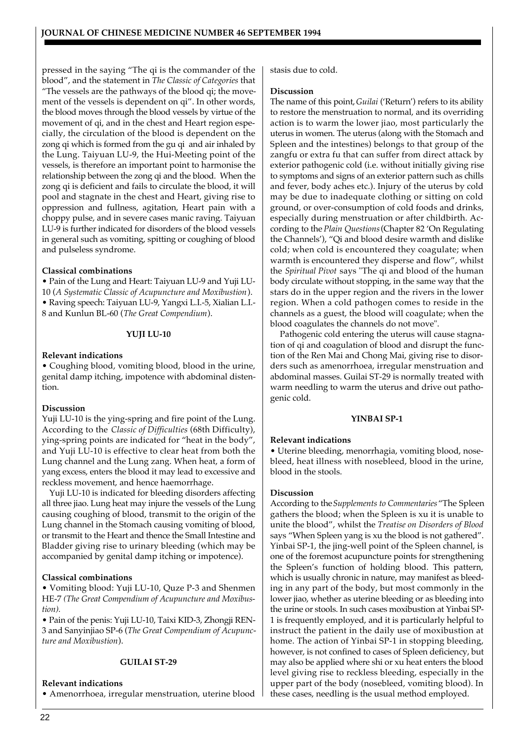pressed in the saying "The qi is the commander of the blood", and the statement in *The Classic of Categories* that "The vessels are the pathways of the blood qi; the movement of the vessels is dependent on qi". In other words, the blood moves through the blood vessels by virtue of the movement of qi, and in the chest and Heart region especially, the circulation of the blood is dependent on the zong qi which is formed from the gu qi and air inhaled by the Lung. Taiyuan LU-9, the Hui-Meeting point of the vessels, is therefore an important point to harmonise the relationship between the zong qi and the blood. When the zong qi is deficient and fails to circulate the blood, it will pool and stagnate in the chest and Heart, giving rise to oppression and fullness, agitation, Heart pain with a choppy pulse, and in severe cases manic raving. Taiyuan LU-9 is further indicated for disorders of the blood vessels in general such as vomiting, spitting or coughing of blood and pulseless syndrome.

**Classical combinations**

- Pain of the Lung and Heart: Taiyuan LU-9 and Yuji LU-10 (*A Systematic Classic of Acupuncture and Moxibustion*).
- Raving speech: Taiyuan LU-9, Yangxi L.I.-5, Xialian L.I.-8 and Kunlun BL-60 (*The Great Compendium*).

### YUJI LU-10

**Relevant indications**

- Coughing blood, vomiting blood, blood in the urine, genital damp itching, impotence with abdominal distention.

**Discussion**

Yuji LU-10 is the ying-spring and fire point of the Lung. According to the *Classic of Difficulties* (68th Difficulty), ying-spring points are indicated for "heat in the body", and Yuji LU-10 is effective to clear heat from both the Lung channel and the Lung zang. When heat, a form of yang excess, enters the blood it may lead to excessive and reckless movement, and hence haemorrhage.

Yuji LU-10 is indicated for bleeding disorders affecting all three jiao. Lung heat may injure the vessels of the Lung causing coughing of blood, transmit to the origin of the Lung channel in the Stomach causing vomiting of blood, or transmit to the Heart and thence the Small Intestine and Bladder giving rise to urinary bleeding (which may be accompanied by genital damp itching or impotence).

**Classical combinations**

- Vomiting blood: Yuji LU-10, Quze P-3 and Shenmen HE-7 *(The Great Compendium of Acupuncture and Moxibustion).*
- Pain of the penis: Yuji LU-10, Taixi KID-3, Zhongji REN-3 and Sanyinjiao SP-6 (*The Great Compendium of Acupuncture and Moxibustion*).

### GUILAI ST-29

**Relevant indications**

- Amenorrhoea, irregular menstruation, uterine blood stasis due to cold.

**Discussion**

The name of this point, *Guilai* ('Return') refers to its ability to restore the menstruation to normal, and its overriding action is to warm the lower jiao, most particularly the uterus in women. The uterus (along with the Stomach and Spleen and the intestines) belongs to that group of the zangfu or extra fu that can suffer from direct attack by exterior pathogenic cold (i.e. without initially giving rise to symptoms and signs of an exterior pattern such as chills and fever, body aches etc.). Injury of the uterus by cold may be due to inadequate clothing or sitting on cold ground, or over-consumption of cold foods and drinks, especially during menstruation or after childbirth. According to the *Plain Questions* (Chapter 82 'On Regulating the Channels'), "Qi and blood desire warmth and dislike cold; when cold is encountered they coagulate; when warmth is encountered they disperse and flow", whilst the *Spiritual Pivot* says "The qi and blood of the human body circulate without stopping, in the same way that the stars do in the upper region and the rivers in the lower region. When a cold pathogen comes to reside in the channels as a guest, the blood will coagulate; when the blood coagulates the channels do not move".

Pathogenic cold entering the uterus will cause stagnation of qi and coagulation of blood and disrupt the function of the Ren Mai and Chong Mai, giving rise to disorders such as amenorrhoea, irregular menstruation and abdominal masses. Guilai ST-29 is normally treated with warm needling to warm the uterus and drive out pathogenic cold.

### YINBAI SP-1

**Relevant indications**

- Uterine bleeding, menorrhagia, vomiting blood, nosebleed, heat illness with nosebleed, blood in the urine, blood in the stools.

**Discussion**

According to the *Supplements to Commentaries* "The Spleen gathers the blood; when the Spleen is xu it is unable to unite the blood", whilst the *Treatise on Disorders of Blood* says "When Spleen yang is xu the blood is not gathered". Yinbai SP-1, the jing-well point of the Spleen channel, is one of the foremost acupuncture points for strengthening the Spleen's function of holding blood. This pattern, which is usually chronic in nature, may manifest as bleeding in any part of the body, but most commonly in the lower jiao, whether as uterine bleeding or as bleeding into the urine or stools. In such cases moxibustion at Yinbai SP-1 is frequently employed, and it is particularly helpful to instruct the patient in the daily use of moxibustion at home. The action of Yinbai SP-1 in stopping bleeding, however, is not confined to cases of Spleen deficiency, but may also be applied where shi or xu heat enters the blood level giving rise to reckless bleeding, especially in the upper part of the body (nosebleed, vomiting blood). In these cases, needling is the usual method employed.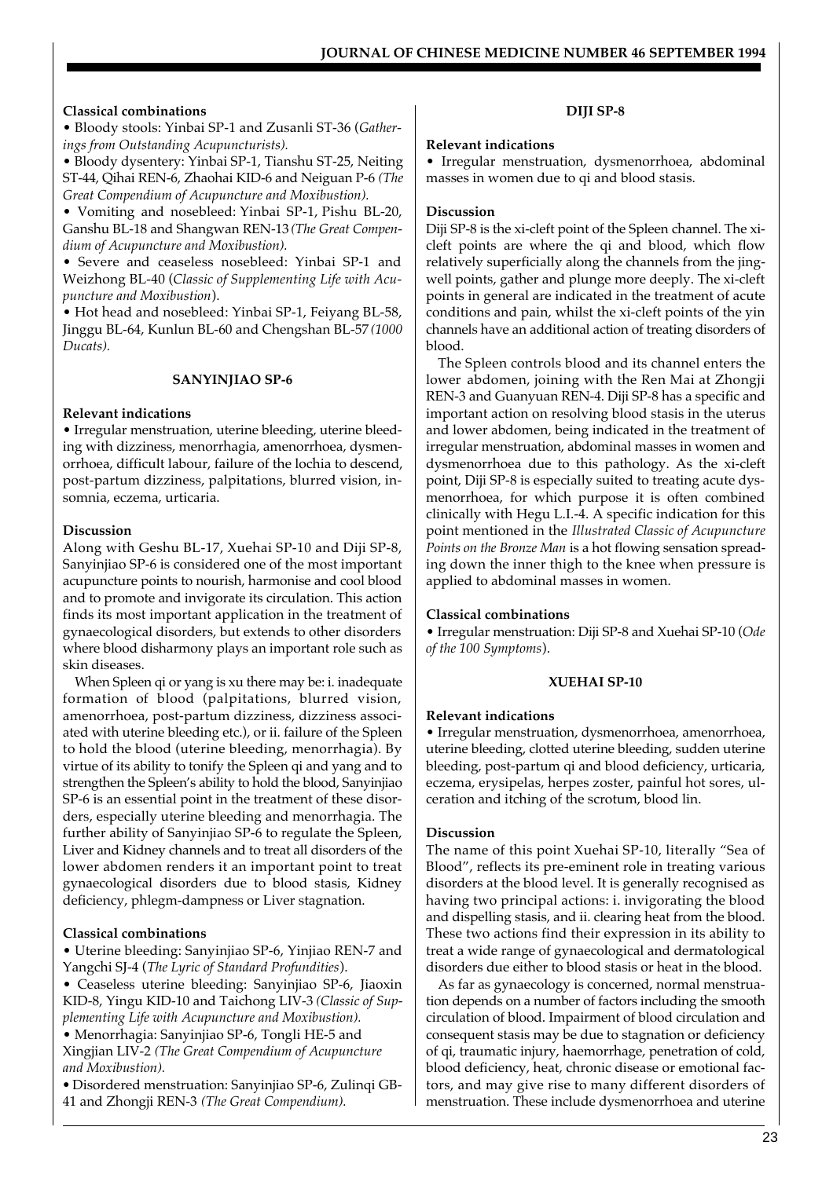### Classical combinations

- Bloody stools: Yinbai SP-1 and Zusanli ST-36 (*Gatherings from Outstanding Acupuncturists).*
- Bloody dysentery: Yinbai SP-1, Tianshu ST-25, Neiting ST-44, Qihai REN-6, Zhaohai KID-6 and Neiguan P-6 *(The Great Compendium of Acupuncture and Moxibustion).*
- Vomiting and nosebleed: Yinbai SP-1, Pishu BL-20, Ganshu BL-18 and Shangwan REN-13 *(The Great Compendium of Acupuncture and Moxibustion).*
- Severe and ceaseless nosebleed: Yinbai SP-1 and Weizhong BL-40 (*Classic of Supplementing Life with Acupuncture and Moxibustion*).
- Hot head and nosebleed: Yinbai SP-1, Feiyang BL-58, Jinggu BL-64, Kunlun BL-60 and Chengshan BL-57 *(1000 Ducats).*

## SANYINJIAO SP-6

### Relevant indications

- Irregular menstruation, uterine bleeding, uterine bleeding with dizziness, menorrhagia, amenorrhoea, dysmenorrhoea, difficult labour, failure of the lochia to descend, post-partum dizziness, palpitations, blurred vision, insomnia, eczema, urticaria.

### Discussion

Along with Geshu BL-17, Xuehai SP-10 and Diji SP-8, Sanyinjiao SP-6 is considered one of the most important acupuncture points to nourish, harmonise and cool blood and to promote and invigorate its circulation. This action finds its most important application in the treatment of gynaecological disorders, but extends to other disorders where blood disharmony plays an important role such as skin diseases.

When Spleen qi or yang is xu there may be: i. inadequate formation of blood (palpitations, blurred vision, amenorrhoea, post-partum dizziness, dizziness associated with uterine bleeding etc.), or ii. failure of the Spleen to hold the blood (uterine bleeding, menorrhagia). By virtue of its ability to tonify the Spleen qi and yang and to strengthen the Spleen's ability to hold the blood, Sanyinjiao SP-6 is an essential point in the treatment of these disorders, especially uterine bleeding and menorrhagia. The further ability of Sanyinjiao SP-6 to regulate the Spleen, Liver and Kidney channels and to treat all disorders of the lower abdomen renders it an important point to treat gynaecological disorders due to blood stasis, Kidney deficiency, phlegm-dampness or Liver stagnation.

### Classical combinations

- Uterine bleeding: Sanyinjiao SP-6, Yinjiao REN-7 and Yangchi SJ-4 (*The Lyric of Standard Profundities*).
- Ceaseless uterine bleeding: Sanyinjiao SP-6, Jiaoxin KID-8, Yingu KID-10 and Taichong LIV-3 *(Classic of Supplementing Life with Acupuncture and Moxibustion).*
- Menorrhagia: Sanyinjiao SP-6, Tongli HE-5 and Xingjian LIV-2 *(The Great Compendium of Acupuncture and Moxibustion).*
- Disordered menstruation: Sanyinjiao SP-6, Zulinqi GB-41 and Zhongji REN-3 *(The Great Compendium).*

## DIJI SP-8

### Relevant indications

- Irregular menstruation, dysmenorrhoea, abdominal masses in women due to qi and blood stasis.

### Discussion

Diji SP-8 is the xi-cleft point of the Spleen channel. The xi-cleft points are where the qi and blood, which flow relatively superficially along the channels from the jing-well points, gather and plunge more deeply. The xi-cleft points in general are indicated in the treatment of acute conditions and pain, whilst the xi-cleft points of the yin channels have an additional action of treating disorders of blood.

The Spleen controls blood and its channel enters the lower abdomen, joining with the Ren Mai at Zhongji REN-3 and Guanyuan REN-4. Diji SP-8 has a specific and important action on resolving blood stasis in the uterus and lower abdomen, being indicated in the treatment of irregular menstruation, abdominal masses in women and dysmenorrhoea due to this pathology. As the xi-cleft point, Diji SP-8 is especially suited to treating acute dysmenorrhoea, for which purpose it is often combined clinically with Hegu L.I.-4. A specific indication for this point mentioned in the *Illustrated Classic of Acupuncture Points on the Bronze Man* is a hot flowing sensation spreading down the inner thigh to the knee when pressure is applied to abdominal masses in women.

### Classical combinations

- Irregular menstruation: Diji SP-8 and Xuehai SP-10 (*Ode of the 100 Symptoms*).

## XUEHAI SP-10

### Relevant indications

- Irregular menstruation, dysmenorrhoea, amenorrhoea, uterine bleeding, clotted uterine bleeding, sudden uterine bleeding, post-partum qi and blood deficiency, urticaria, eczema, erysipelas, herpes zoster, painful hot sores, ulceration and itching of the scrotum, blood lin.

### Discussion

The name of this point Xuehai SP-10, literally "Sea of Blood", reflects its pre-eminent role in treating various disorders at the blood level. It is generally recognised as having two principal actions: i. invigorating the blood and dispelling stasis, and ii. clearing heat from the blood. These two actions find their expression in its ability to treat a wide range of gynaecological and dermatological disorders due either to blood stasis or heat in the blood.

As far as gynaecology is concerned, normal menstruation depends on a number of factors including the smooth circulation of blood. Impairment of blood circulation and consequent stasis may be due to stagnation or deficiency of qi, traumatic injury, haemorrhage, penetration of cold, blood deficiency, heat, chronic disease or emotional factors, and may give rise to many different disorders of menstruation. These include dysmenorrhoea and uterine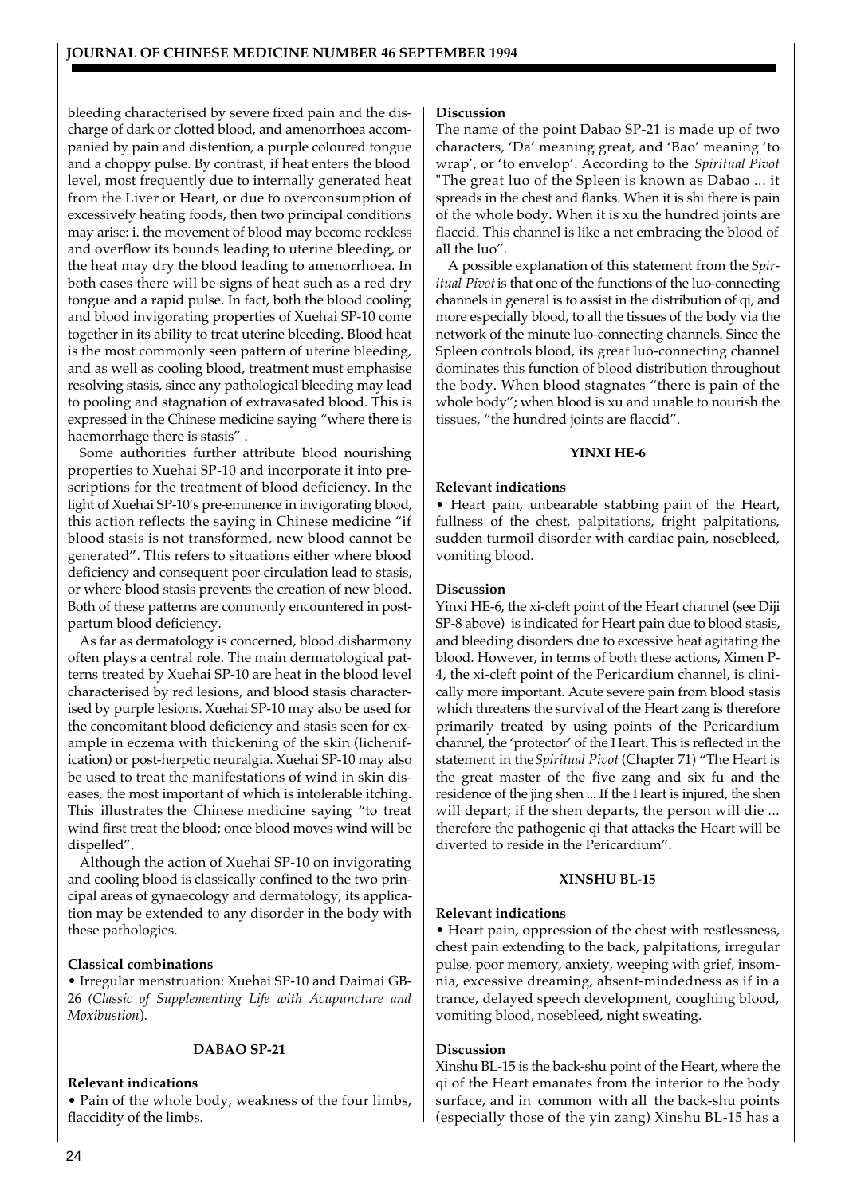bleeding characterised by severe fixed pain and the discharge of dark or clotted blood, and amenorrhoea accompanied by pain and distention, a purple coloured tongue and a choppy pulse. By contrast, if heat enters the blood level, most frequently due to internally generated heat from the Liver or Heart, or due to overconsumption of excessively heating foods, then two principal conditions may arise: i. the movement of blood may become reckless and overflow its bounds leading to uterine bleeding, or the heat may dry the blood leading to amenorrhoea. In both cases there will be signs of heat such as a red dry tongue and a rapid pulse. In fact, both the blood cooling and blood invigorating properties of Xuehai SP-10 come together in its ability to treat uterine bleeding. Blood heat is the most commonly seen pattern of uterine bleeding, and as well as cooling blood, treatment must emphasise resolving stasis, since any pathological bleeding may lead to pooling and stagnation of extravasated blood. This is expressed in the Chinese medicine saying "where there is haemorrhage there is stasis".

Some authorities further attribute blood nourishing properties to Xuehai SP-10 and incorporate it into prescriptions for the treatment of blood deficiency. In the light of Xuehai SP-10's pre-eminence in invigorating blood, this action reflects the saying in Chinese medicine "if blood stasis is not transformed, new blood cannot be generated". This refers to situations either where blood deficiency and consequent poor circulation lead to stasis, or where blood stasis prevents the creation of new blood. Both of these patterns are commonly encountered in postpartum blood deficiency.

As far as dermatology is concerned, blood disharmony often plays a central role. The main dermatological patterns treated by Xuehai SP-10 are heat in the blood level characterised by red lesions, and blood stasis characterised by purple lesions. Xuehai SP-10 may also be used for the concomitant blood deficiency and stasis seen for example in eczema with thickening of the skin (lichenification) or post-herpetic neuralgia. Xuehai SP-10 may also be used to treat the manifestations of wind in skin diseases, the most important of which is intolerable itching. This illustrates the Chinese medicine saying "to treat wind first treat the blood; once blood moves wind will be dispelled".

Although the action of Xuehai SP-10 on invigorating and cooling blood is classically confined to the two principal areas of gynaecology and dermatology, its application may be extended to any disorder in the body with these pathologies.

**Classical combinations**

• Irregular menstruation: Xuehai SP-10 and Daimai GB-26 (*Classic of Supplementing Life with Acupuncture and Moxibustion*).

### DABAO SP-21

**Relevant indications**

• Pain of the whole body, weakness of the four limbs, flaccidity of the limbs.

**Discussion**

The name of the point Dabao SP-21 is made up of two characters, 'Da' meaning great, and 'Bao' meaning 'to wrap', or 'to envelop'. According to the *Spiritual Pivot* "The great luo of the Spleen is known as Dabao ... it spreads in the chest and flanks. When it is shi there is pain of the whole body. When it is xu the hundred joints are flaccid. This channel is like a net embracing the blood of all the luo".

A possible explanation of this statement from the *Spiritual Pivot* is that one of the functions of the luo-connecting channels in general is to assist in the distribution of qi, and more especially blood, to all the tissues of the body via the network of the minute luo-connecting channels. Since the Spleen controls blood, its great luo-connecting channel dominates this function of blood distribution throughout the body. When blood stagnates "there is pain of the whole body"; when blood is xu and unable to nourish the tissues, "the hundred joints are flaccid".

### YINXI HE-6

**Relevant indications**

• Heart pain, unbearable stabbing pain of the Heart, fullness of the chest, palpitations, fright palpitations, sudden turmoil disorder with cardiac pain, nosebleed, vomiting blood.

**Discussion**

Yinxi HE-6, the xi-cleft point of the Heart channel (see Diji SP-8 above) is indicated for Heart pain due to blood stasis, and bleeding disorders due to excessive heat agitating the blood. However, in terms of both these actions, Ximen P-4, the xi-cleft point of the Pericardium channel, is clinically more important. Acute severe pain from blood stasis which threatens the survival of the Heart zang is therefore primarily treated by using points of the Pericardium channel, the 'protector' of the Heart. This is reflected in the statement in the *Spiritual Pivot* (Chapter 71) "The Heart is the great master of the five zang and six fu and the residence of the jing shen ... If the Heart is injured, the shen will depart; if the shen departs, the person will die ... therefore the pathogenic qi that attacks the Heart will be diverted to reside in the Pericardium".

### XINSHU BL-15

**Relevant indications**

• Heart pain, oppression of the chest with restlessness, chest pain extending to the back, palpitations, irregular pulse, poor memory, anxiety, weeping with grief, insomnia, excessive dreaming, absent-mindedness as if in a trance, delayed speech development, coughing blood, vomiting blood, nosebleed, night sweating.

**Discussion**

Xinshu BL-15 is the back-shu point of the Heart, where the qi of the Heart emanates from the interior to the body surface, and in common with all the back-shu points (especially those of the yin zang) Xinshu BL-15 has a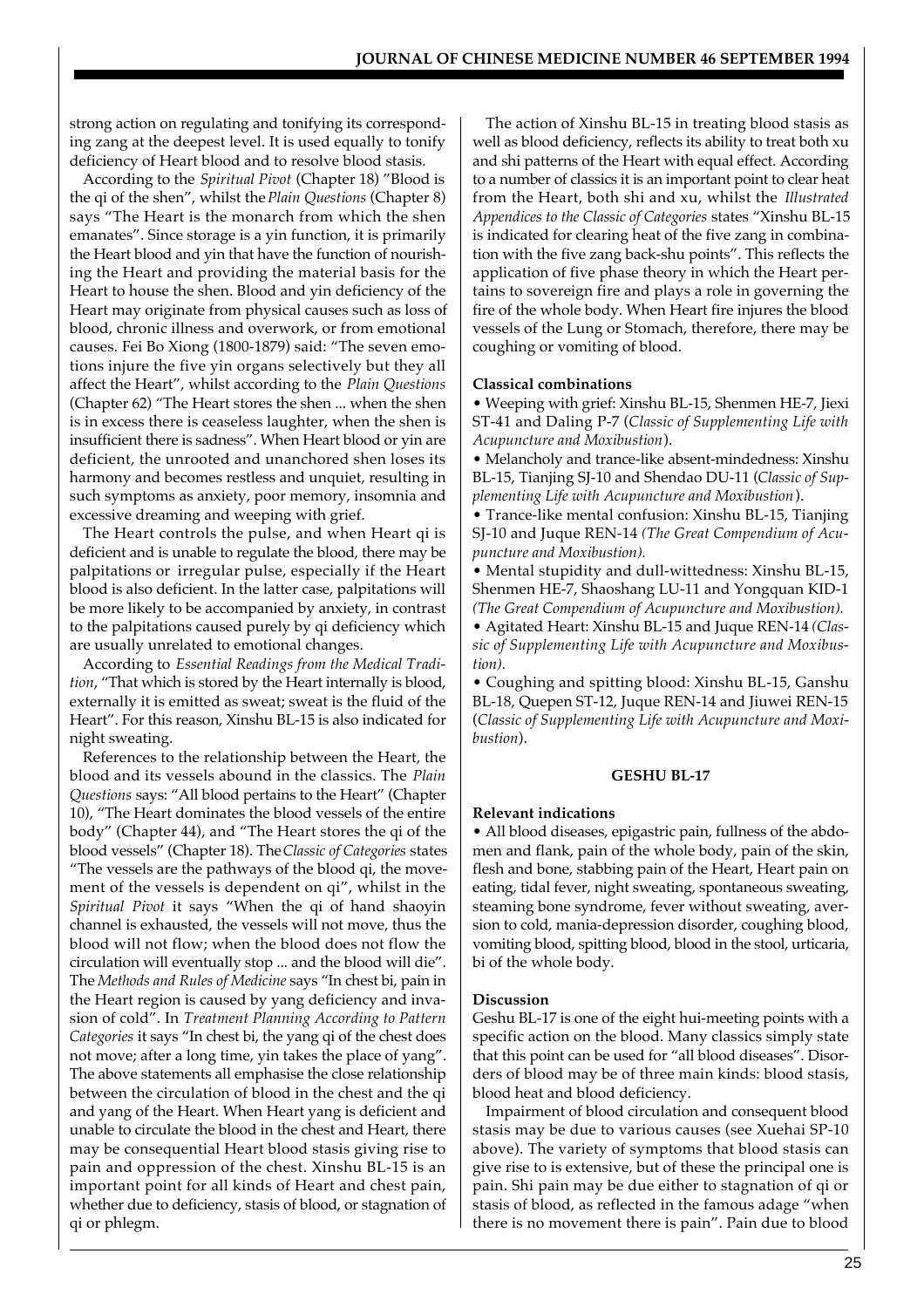strong action on regulating and tonifying its corresponding zang at the deepest level. It is used equally to tonify deficiency of Heart blood and to resolve blood stasis.

According to the *Spiritual Pivot* (Chapter 18) "Blood is the qi of the shen", whilst the *Plain Questions* (Chapter 8) says "The Heart is the monarch from which the shen emanates". Since storage is a yin function, it is primarily the Heart blood and yin that have the function of nourishing the Heart and providing the material basis for the Heart to house the shen. Blood and yin deficiency of the Heart may originate from physical causes such as loss of blood, chronic illness and overwork, or from emotional causes. Fei Bo Xiong (1800-1879) said: "The seven emotions injure the five yin organs selectively but they all affect the Heart", whilst according to the *Plain Questions* (Chapter 62) "The Heart stores the shen ... when the shen is in excess there is ceaseless laughter, when the shen is insufficient there is sadness". When Heart blood or yin are deficient, the unrooted and unanchored shen loses its harmony and becomes restless and unquiet, resulting in such symptoms as anxiety, poor memory, insomnia and excessive dreaming and weeping with grief.

The Heart controls the pulse, and when Heart qi is deficient and is unable to regulate the blood, there may be palpitations or irregular pulse, especially if the Heart blood is also deficient. In the latter case, palpitations will be more likely to be accompanied by anxiety, in contrast to the palpitations caused purely by qi deficiency which are usually unrelated to emotional changes.

According to *Essential Readings from the Medical Tradition*, "That which is stored by the Heart internally is blood, externally it is emitted as sweat; sweat is the fluid of the Heart". For this reason, Xinshu BL-15 is also indicated for night sweating.

References to the relationship between the Heart, the blood and its vessels abound in the classics. The *Plain Questions* says: "All blood pertains to the Heart" (Chapter 10), "The Heart dominates the blood vessels of the entire body" (Chapter 44), and "The Heart stores the qi of the blood vessels" (Chapter 18). The *Classic of Categories* states "The vessels are the pathways of the blood qi, the movement of the vessels is dependent on qi", whilst in the *Spiritual Pivot* it says "When the qi of hand shaoyin channel is exhausted, the vessels will not move, thus the blood will not flow; when the blood does not flow the circulation will eventually stop ... and the blood will die". The *Methods and Rules of Medicine* says "In chest bi, pain in the Heart region is caused by yang deficiency and invasion of cold". In *Treatment Planning According to Pattern Categories* it says "In chest bi, the yang qi of the chest does not move; after a long time, yin takes the place of yang". The above statements all emphasise the close relationship between the circulation of blood in the chest and the qi and yang of the Heart. When Heart yang is deficient and unable to circulate the blood in the chest and Heart, there may be consequential Heart blood stasis giving rise to pain and oppression of the chest. Xinshu BL-15 is an important point for all kinds of Heart and chest pain, whether due to deficiency, stasis of blood, or stagnation of qi or phlegm.

The action of Xinshu BL-15 in treating blood stasis as well as blood deficiency, reflects its ability to treat both xu and shi patterns of the Heart with equal effect. According to a number of classics it is an important point to clear heat from the Heart, both shi and xu, whilst the *Illustrated Appendices to the Classic of Categories* states "Xinshu BL-15 is indicated for clearing heat of the five zang in combination with the five zang back-shu points". This reflects the application of five phase theory in which the Heart pertains to sovereign fire and plays a role in governing the fire of the whole body. When Heart fire injures the blood vessels of the Lung or Stomach, therefore, there may be coughing or vomiting of blood.

**Classical combinations**

- Weeping with grief: Xinshu BL-15, Shenmen HE-7, Jiexi ST-41 and Daling P-7 (*Classic of Supplementing Life with Acupuncture and Moxibustion*).
- Melancholy and trance-like absent-mindedness: Xinshu BL-15, Tianjing SJ-10 and Shendao DU-11 (*Classic of Supplementing Life with Acupuncture and Moxibustion*).
- Trance-like mental confusion: Xinshu BL-15, Tianjing SJ-10 and Juque REN-14 *(The Great Compendium of Acupuncture and Moxibustion).*
- Mental stupidity and dull-wittedness: Xinshu BL-15, Shenmen HE-7, Shaoshang LU-11 and Yongquan KID-1 *(The Great Compendium of Acupuncture and Moxibustion).*
- Agitated Heart: Xinshu BL-15 and Juque REN-14 *(Classic of Supplementing Life with Acupuncture and Moxibustion).*
- Coughing and spitting blood: Xinshu BL-15, Ganshu BL-18, Quepen ST-12, Juque REN-14 and Jiuwei REN-15 (*Classic of Supplementing Life with Acupuncture and Moxibustion*).

## GESHU BL-17

**Relevant indications**

- All blood diseases, epigastric pain, fullness of the abdomen and flank, pain of the whole body, pain of the skin, flesh and bone, stabbing pain of the Heart, Heart pain on eating, tidal fever, night sweating, spontaneous sweating, steaming bone syndrome, fever without sweating, aversion to cold, mania-depression disorder, coughing blood, vomiting blood, spitting blood, blood in the stool, urticaria, bi of the whole body.

**Discussion**

Geshu BL-17 is one of the eight hui-meeting points with a specific action on the blood. Many classics simply state that this point can be used for "all blood diseases". Disorders of blood may be of three main kinds: blood stasis, blood heat and blood deficiency.

Impairment of blood circulation and consequent blood stasis may be due to various causes (see Xuehai SP-10 above). The variety of symptoms that blood stasis can give rise to is extensive, but of these the principal one is pain. Shi pain may be due either to stagnation of qi or stasis of blood, as reflected in the famous adage "when there is no movement there is pain". Pain due to blood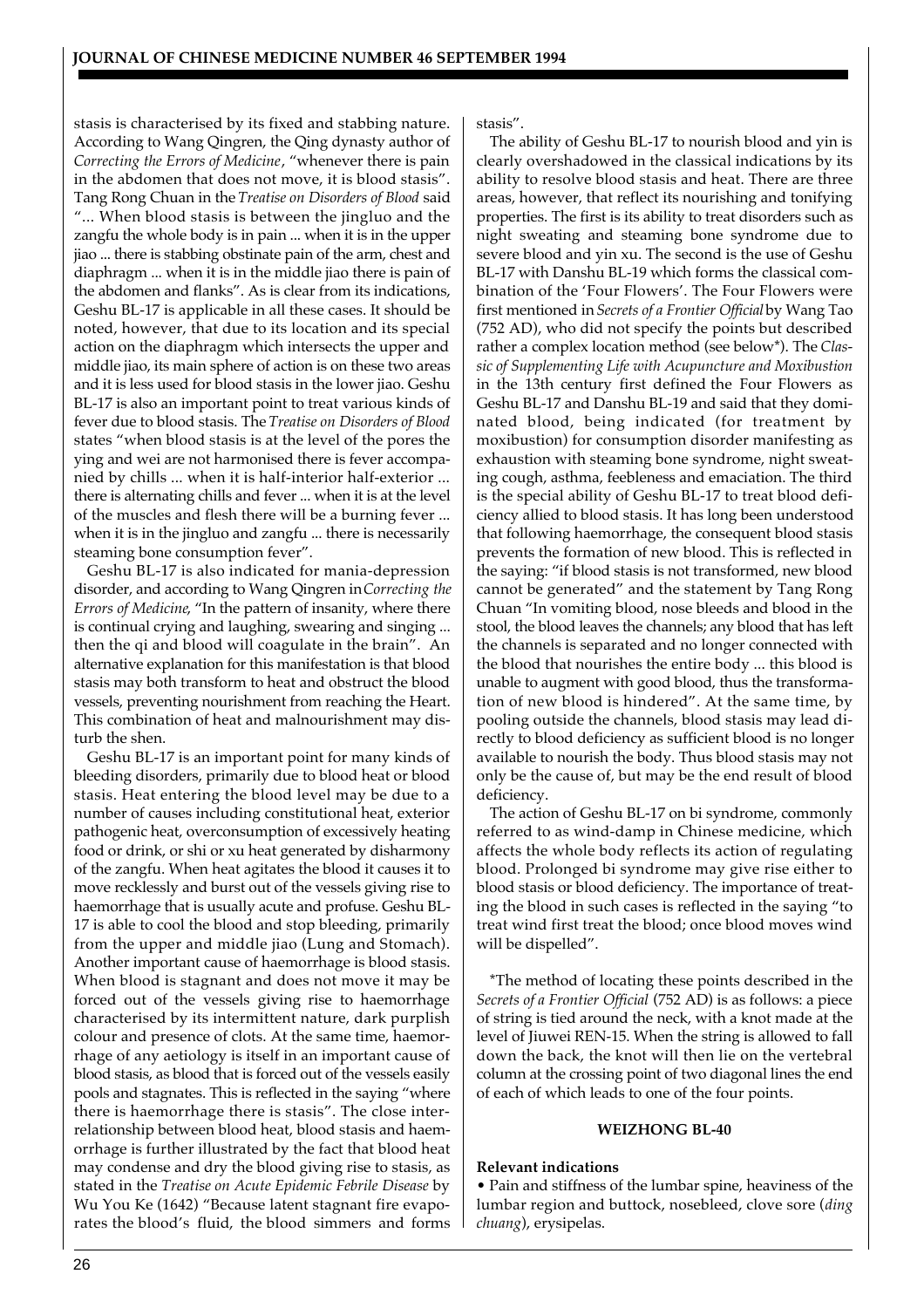stasis is characterised by its fixed and stabbing nature. According to Wang Qingren, the Qing dynasty author of *Correcting the Errors of Medicine*, "whenever there is pain in the abdomen that does not move, it is blood stasis". Tang Rong Chuan in the *Treatise on Disorders of Blood* said "... When blood stasis is between the jingluo and the zangfu the whole body is in pain ... when it is in the upper jiao ... there is stabbing obstinate pain of the arm, chest and diaphragm ... when it is in the middle jiao there is pain of the abdomen and flanks". As is clear from its indications, Geshu BL-17 is applicable in all these cases. It should be noted, however, that due to its location and its special action on the diaphragm which intersects the upper and middle jiao, its main sphere of action is on these two areas and it is less used for blood stasis in the lower jiao. Geshu BL-17 is also an important point to treat various kinds of fever due to blood stasis. The *Treatise on Disorders of Blood* states "when blood stasis is at the level of the pores the ying and wei are not harmonised there is fever accompanied by chills ... when it is half-interior half-exterior ... there is alternating chills and fever ... when it is at the level of the muscles and flesh there will be a burning fever ... when it is in the jingluo and zangfu ... there is necessarily steaming bone consumption fever".

Geshu BL-17 is also indicated for mania-depression disorder, and according to Wang Qingren in *Correcting the Errors of Medicine*, "In the pattern of insanity, where there is continual crying and laughing, swearing and singing ... then the qi and blood will coagulate in the brain". An alternative explanation for this manifestation is that blood stasis may both transform to heat and obstruct the blood vessels, preventing nourishment from reaching the Heart. This combination of heat and malnourishment may disturb the shen.

Geshu BL-17 is an important point for many kinds of bleeding disorders, primarily due to blood heat or blood stasis. Heat entering the blood level may be due to a number of causes including constitutional heat, exterior pathogenic heat, overconsumption of excessively heating food or drink, or shi or xu heat generated by disharmony of the zangfu. When heat agitates the blood it causes it to move recklessly and burst out of the vessels giving rise to haemorrhage that is usually acute and profuse. Geshu BL-17 is able to cool the blood and stop bleeding, primarily from the upper and middle jiao (Lung and Stomach). Another important cause of haemorrhage is blood stasis. When blood is stagnant and does not move it may be forced out of the vessels giving rise to haemorrhage characterised by its intermittent nature, dark purplish colour and presence of clots. At the same time, haemorrhage of any aetiology is itself in an important cause of blood stasis, as blood that is forced out of the vessels easily pools and stagnates. This is reflected in the saying "where there is haemorrhage there is stasis". The close interrelationship between blood heat, blood stasis and haemorrhage is further illustrated by the fact that blood heat may condense and dry the blood giving rise to stasis, as stated in the *Treatise on Acute Epidemic Febrile Disease* by Wu You Ke (1642) "Because latent stagnant fire evaporates the blood's fluid, the blood simmers and forms stasis".

The ability of Geshu BL-17 to nourish blood and yin is clearly overshadowed in the classical indications by its ability to resolve blood stasis and heat. There are three areas, however, that reflect its nourishing and tonifying properties. The first is its ability to treat disorders such as night sweating and steaming bone syndrome due to severe blood and yin xu. The second is the use of Geshu BL-17 with Danshu BL-19 which forms the classical combination of the 'Four Flowers'. The Four Flowers were first mentioned in *Secrets of a Frontier Official* by Wang Tao (752 AD), who did not specify the points but described rather a complex location method (see below*). The *Classic of Supplementing Life with Acupuncture and Moxibustion* in the 13th century first defined the Four Flowers as Geshu BL-17 and Danshu BL-19 and said that they dominated blood, being indicated (for treatment by moxibustion) for consumption disorder manifesting as exhaustion with steaming bone syndrome, night sweating cough, asthma, feebleness and emaciation. The third is the special ability of Geshu BL-17 to treat blood deficiency allied to blood stasis. It has long been understood that following haemorrhage, the consequent blood stasis prevents the formation of new blood. This is reflected in the saying: "if blood stasis is not transformed, new blood cannot be generated" and the statement by Tang Rong Chuan "In vomiting blood, nose bleeds and blood in the stool, the blood leaves the channels; any blood that has left the channels is separated and no longer connected with the blood that nourishes the entire body ... this blood is unable to augment with good blood, thus the transformation of new blood is hindered". At the same time, by pooling outside the channels, blood stasis may lead directly to blood deficiency as sufficient blood is no longer available to nourish the body. Thus blood stasis may not only be the cause of, but may be the end result of blood deficiency.

The action of Geshu BL-17 on bi syndrome, commonly referred to as wind-damp in Chinese medicine, which affects the whole body reflects its action of regulating blood. Prolonged bi syndrome may give rise either to blood stasis or blood deficiency. The importance of treating the blood in such cases is reflected in the saying "to treat wind first treat the blood; once blood moves wind will be dispelled".

*The method of locating these points described in the *Secrets of a Frontier Official* (752 AD) is as follows: a piece of string is tied around the neck, with a knot made at the level of Jiuwei REN-15. When the string is allowed to fall down the back, the knot will then lie on the vertebral column at the crossing point of two diagonal lines the end of each of which leads to one of the four points.

## WEIZHONG BL-40

**Relevant indications**

- Pain and stiffness of the lumbar spine, heaviness of the lumbar region and buttock, nosebleed, clove sore (*ding chuang*), erysipelas.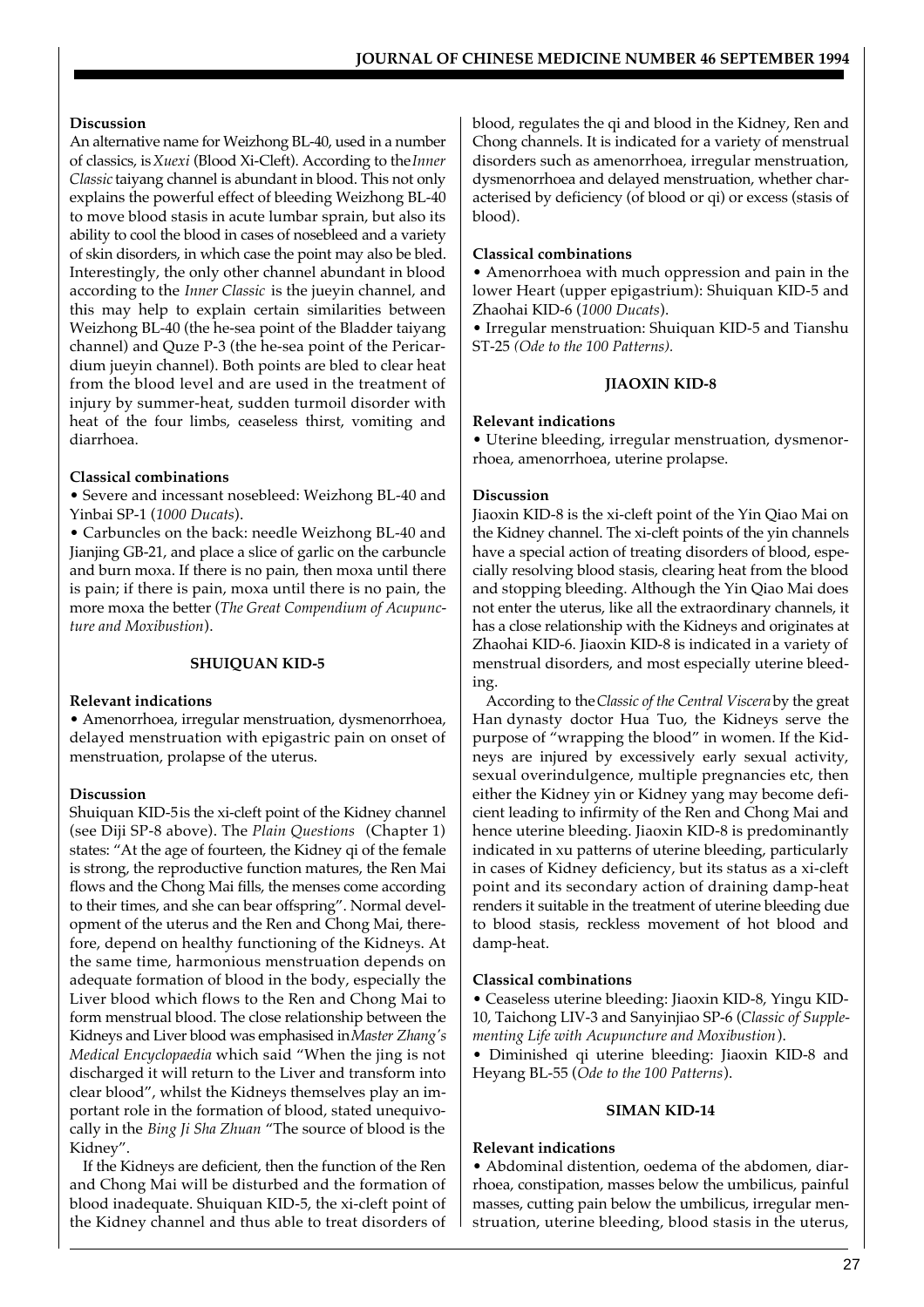**Discussion**

An alternative name for Weizhong BL-40, used in a number of classics, is *Xuexi* (Blood Xi-Cleft). According to the *Inner Classic* taiyang channel is abundant in blood. This not only explains the powerful effect of bleeding Weizhong BL-40 to move blood stasis in acute lumbar sprain, but also its ability to cool the blood in cases of nosebleed and a variety of skin disorders, in which case the point may also be bled. Interestingly, the only other channel abundant in blood according to the *Inner Classic* is the jueyin channel, and this may help to explain certain similarities between Weizhong BL-40 (the he-sea point of the Bladder taiyang channel) and Quze P-3 (the he-sea point of the Pericardium jueyin channel). Both points are bled to clear heat from the blood level and are used in the treatment of injury by summer-heat, sudden turmoil disorder with heat of the four limbs, ceaseless thirst, vomiting and diarrhoea.

**Classical combinations**

- Severe and incessant nosebleed: Weizhong BL-40 and Yinbai SP-1 (*1000 Ducats*).
- Carbuncles on the back: needle Weizhong BL-40 and Jianjing GB-21, and place a slice of garlic on the carbuncle and burn moxa. If there is no pain, then moxa until there is pain; if there is pain, moxa until there is no pain, the more moxa the better (*The Great Compendium of Acupuncture and Moxibustion*).

## SHUIQUAN KID-5

**Relevant indications**

- Amenorrhoea, irregular menstruation, dysmenorrhoea, delayed menstruation with epigastric pain on onset of menstruation, prolapse of the uterus.

**Discussion**

Shuiquan KID-5 is the xi-cleft point of the Kidney channel (see Diji SP-8 above). The *Plain Questions* (Chapter 1) states: "At the age of fourteen, the Kidney qi of the female is strong, the reproductive function matures, the Ren Mai flows and the Chong Mai fills, the menses come according to their times, and she can bear offspring". Normal development of the uterus and the Ren and Chong Mai, therefore, depend on healthy functioning of the Kidneys. At the same time, harmonious menstruation depends on adequate formation of blood in the body, especially the Liver blood which flows to the Ren and Chong Mai to form menstrual blood. The close relationship between the Kidneys and Liver blood was emphasised in *Master Zhang's Medical Encyclopaedia* which said "When the jing is not discharged it will return to the Liver and transform into clear blood", whilst the Kidneys themselves play an important role in the formation of blood, stated unequivocally in the *Bing Ji Sha Zhuan* "The source of blood is the Kidney".

If the Kidneys are deficient, then the function of the Ren and Chong Mai will be disturbed and the formation of blood inadequate. Shuiquan KID-5, the xi-cleft point of the Kidney channel and thus able to treat disorders of blood, regulates the qi and blood in the Kidney, Ren and Chong channels. It is indicated for a variety of menstrual disorders such as amenorrhoea, irregular menstruation, dysmenorrhoea and delayed menstruation, whether characterised by deficiency (of blood or qi) or excess (stasis of blood).

**Classical combinations**

- Amenorrhoea with much oppression and pain in the lower Heart (upper epigastrium): Shuiquan KID-5 and Zhaohai KID-6 (*1000 Ducats*).
- Irregular menstruation: Shuiquan KID-5 and Tianshu ST-25 (*Ode to the 100 Patterns*).

## JIAOXIN KID-8

**Relevant indications**

- Uterine bleeding, irregular menstruation, dysmenorrhoea, amenorrhoea, uterine prolapse.

**Discussion**

Jiaoxin KID-8 is the xi-cleft point of the Yin Qiao Mai on the Kidney channel. The xi-cleft points of the yin channels have a special action of treating disorders of blood, especially resolving blood stasis, clearing heat from the blood and stopping bleeding. Although the Yin Qiao Mai does not enter the uterus, like all the extraordinary channels, it has a close relationship with the Kidneys and originates at Zhaohai KID-6. Jiaoxin KID-8 is indicated in a variety of menstrual disorders, and most especially uterine bleeding.

According to the *Classic of the Central Viscera* by the great Han dynasty doctor Hua Tuo, the Kidneys serve the purpose of "wrapping the blood" in women. If the Kidneys are injured by excessively early sexual activity, sexual overindulgence, multiple pregnancies etc, then either the Kidney yin or Kidney yang may become deficient leading to infirmity of the Ren and Chong Mai and hence uterine bleeding. Jiaoxin KID-8 is predominantly indicated in xu patterns of uterine bleeding, particularly in cases of Kidney deficiency, but its status as a xi-cleft point and its secondary action of draining damp-heat renders it suitable in the treatment of uterine bleeding due to blood stasis, reckless movement of hot blood and damp-heat.

**Classical combinations**

- Ceaseless uterine bleeding: Jiaoxin KID-8, Yingu KID-10, Taichong LIV-3 and Sanyinjiao SP-6 (*Classic of Supplementing Life with Acupuncture and Moxibustion*).
- Diminished qi uterine bleeding: Jiaoxin KID-8 and Heyang BL-55 (*Ode to the 100 Patterns*).

## SIMAN KID-14

**Relevant indications**

- Abdominal distention, oedema of the abdomen, diarrhoea, constipation, masses below the umbilicus, painful masses, cutting pain below the umbilicus, irregular menstruation, uterine bleeding, blood stasis in the uterus,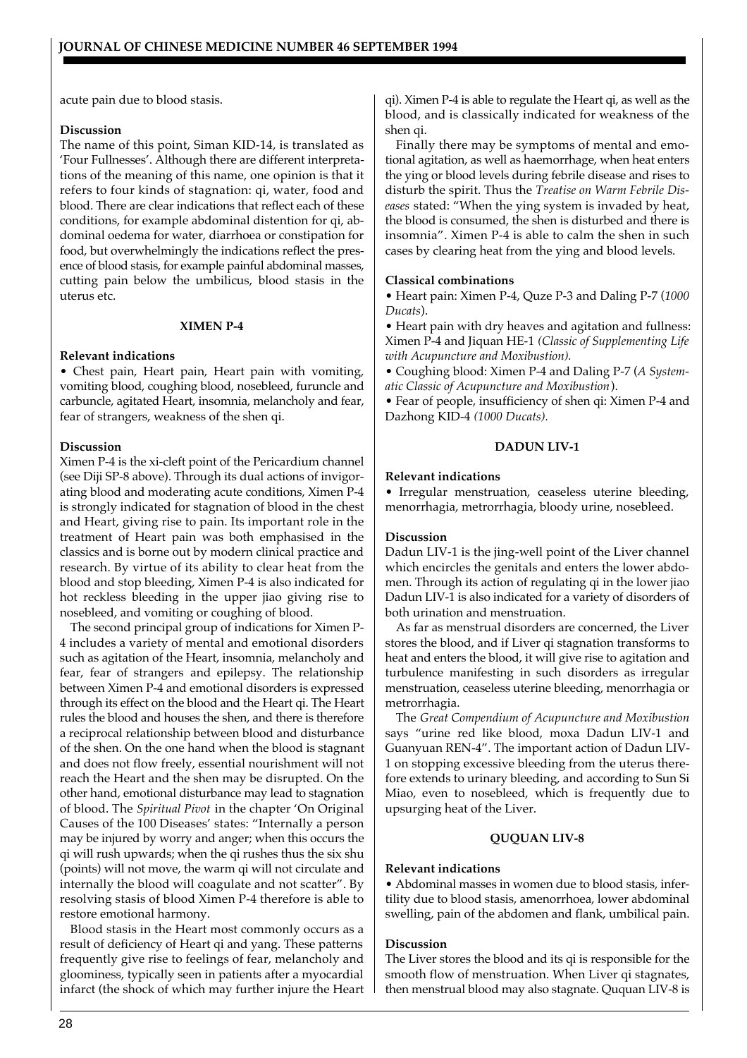acute pain due to blood stasis.

**Discussion**

The name of this point, Siman KID-14, is translated as 'Four Fullnesses'. Although there are different interpretations of the meaning of this name, one opinion is that it refers to four kinds of stagnation: qi, water, food and blood. There are clear indications that reflect each of these conditions, for example abdominal distention for qi, abdominal oedema for water, diarrhoea or constipation for food, but overwhelmingly the indications reflect the presence of blood stasis, for example painful abdominal masses, cutting pain below the umbilicus, blood stasis in the uterus etc.

### XIMEN P-4

**Relevant indications**

• Chest pain, Heart pain, Heart pain with vomiting, vomiting blood, coughing blood, nosebleed, furuncle and carbuncle, agitated Heart, insomnia, melancholy and fear, fear of strangers, weakness of the shen qi.

**Discussion**

Ximen P-4 is the xi-cleft point of the Pericardium channel (see Diji SP-8 above). Through its dual actions of invigorating blood and moderating acute conditions, Ximen P-4 is strongly indicated for stagnation of blood in the chest and Heart, giving rise to pain. Its important role in the treatment of Heart pain was both emphasised in the classics and is borne out by modern clinical practice and research. By virtue of its ability to clear heat from the blood and stop bleeding, Ximen P-4 is also indicated for hot reckless bleeding in the upper jiao giving rise to nosebleed, and vomiting or coughing of blood.

The second principal group of indications for Ximen P-4 includes a variety of mental and emotional disorders such as agitation of the Heart, insomnia, melancholy and fear, fear of strangers and epilepsy. The relationship between Ximen P-4 and emotional disorders is expressed through its effect on the blood and the Heart qi. The Heart rules the blood and houses the shen, and there is therefore a reciprocal relationship between blood and disturbance of the shen. On the one hand when the blood is stagnant and does not flow freely, essential nourishment will not reach the Heart and the shen may be disrupted. On the other hand, emotional disturbance may lead to stagnation of blood. The *Spiritual Pivot* in the chapter 'On Original Causes of the 100 Diseases' states: "Internally a person may be injured by worry and anger; when this occurs the qi will rush upwards; when the qi rushes thus the six shu (points) will not move, the warm qi will not circulate and internally the blood will coagulate and not scatter". By resolving stasis of blood Ximen P-4 therefore is able to restore emotional harmony.

Blood stasis in the Heart most commonly occurs as a result of deficiency of Heart qi and yang. These patterns frequently give rise to feelings of fear, melancholy and gloominess, typically seen in patients after a myocardial infarct (the shock of which may further injure the Heart qi). Ximen P-4 is able to regulate the Heart qi, as well as the blood, and is classically indicated for weakness of the shen qi.

Finally there may be symptoms of mental and emotional agitation, as well as haemorrhage, when heat enters the ying or blood levels during febrile disease and rises to disturb the spirit. Thus the *Treatise on Warm Febrile Diseases* stated: "When the ying system is invaded by heat, the blood is consumed, the shen is disturbed and there is insomnia". Ximen P-4 is able to calm the shen in such cases by clearing heat from the ying and blood levels.

**Classical combinations**

• Heart pain: Ximen P-4, Quze P-3 and Daling P-7 (*1000 Ducats*).

• Heart pain with dry heaves and agitation and fullness: Ximen P-4 and Jiquan HE-1 *(Classic of Supplementing Life with Acupuncture and Moxibustion).*

• Coughing blood: Ximen P-4 and Daling P-7 (*A Systematic Classic of Acupuncture and Moxibustion*).

• Fear of people, insufficiency of shen qi: Ximen P-4 and Dazhong KID-4 *(1000 Ducats).*

### DADUN LIV-1

**Relevant indications**

• Irregular menstruation, ceaseless uterine bleeding, menorrhagia, metrorrhagia, bloody urine, nosebleed.

**Discussion**

Dadun LIV-1 is the jing-well point of the Liver channel which encircles the genitals and enters the lower abdomen. Through its action of regulating qi in the lower jiao Dadun LIV-1 is also indicated for a variety of disorders of both urination and menstruation.

As far as menstrual disorders are concerned, the Liver stores the blood, and if Liver qi stagnation transforms to heat and enters the blood, it will give rise to agitation and turbulence manifesting in such disorders as irregular menstruation, ceaseless uterine bleeding, menorrhagia or metrorrhagia.

The *Great Compendium of Acupuncture and Moxibustion* says "urine red like blood, moxa Dadun LIV-1 and Guanyuan REN-4". The important action of Dadun LIV-1 on stopping excessive bleeding from the uterus therefore extends to urinary bleeding, and according to Sun Si Miao, even to nosebleed, which is frequently due to upsurging heat of the Liver.

### QUQUAN LIV-8

**Relevant indications**

• Abdominal masses in women due to blood stasis, infertility due to blood stasis, amenorrhoea, lower abdominal swelling, pain of the abdomen and flank, umbilical pain.

**Discussion**

The Liver stores the blood and its qi is responsible for the smooth flow of menstruation. When Liver qi stagnates, then menstrual blood may also stagnate. Ququan LIV-8 is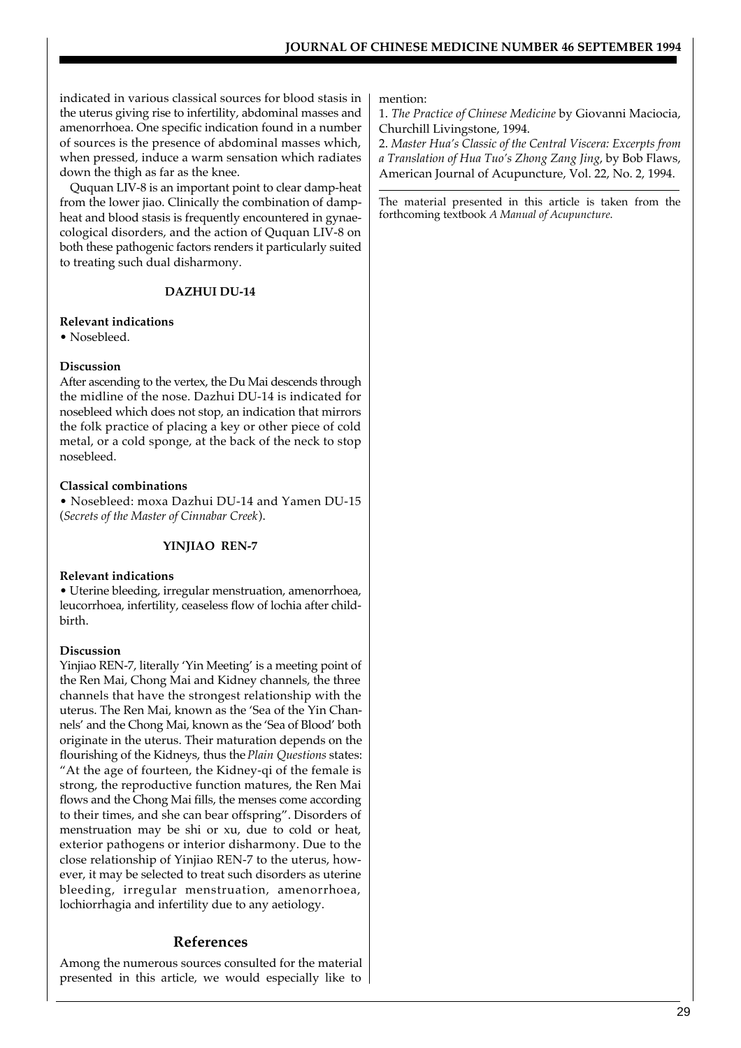indicated in various classical sources for blood stasis in the uterus giving rise to infertility, abdominal masses and amenorrhoea. One specific indication found in a number of sources is the presence of abdominal masses which, when pressed, induce a warm sensation which radiates down the thigh as far as the knee.

Ququan LIV-8 is an important point to clear damp-heat from the lower jiao. Clinically the combination of damp-heat and blood stasis is frequently encountered in gynaecological disorders, and the action of Ququan LIV-8 on both these pathogenic factors renders it particularly suited to treating such dual disharmony.

### DAZHUI DU-14

**Relevant indications**

- Nosebleed.

**Discussion**

After ascending to the vertex, the Du Mai descends through the midline of the nose. Dazhui DU-14 is indicated for nosebleed which does not stop, an indication that mirrors the folk practice of placing a key or other piece of cold metal, or a cold sponge, at the back of the neck to stop nosebleed.

**Classical combinations**

- Nosebleed: moxa Dazhui DU-14 and Yamen DU-15 (*Secrets of the Master of Cinnabar Creek*).

### YINJIAO REN-7

**Relevant indications**

- Uterine bleeding, irregular menstruation, amenorrhoea, leucorrhoea, infertility, ceaseless flow of lochia after childbirth.

**Discussion**

Yinjiao REN-7, literally 'Yin Meeting' is a meeting point of the Ren Mai, Chong Mai and Kidney channels, the three channels that have the strongest relationship with the uterus. The Ren Mai, known as the 'Sea of the Yin Channels' and the Chong Mai, known as the 'Sea of Blood' both originate in the uterus. Their maturation depends on the flourishing of the Kidneys, thus the *Plain Questions* states: "At the age of fourteen, the Kidney-qi of the female is strong, the reproductive function matures, the Ren Mai flows and the Chong Mai fills, the menses come according to their times, and she can bear offspring". Disorders of menstruation may be shi or xu, due to cold or heat, exterior pathogens or interior disharmony. Due to the close relationship of Yinjiao REN-7 to the uterus, however, it may be selected to treat such disorders as uterine bleeding, irregular menstruation, amenorrhoea, lochiorrhagia and infertility due to any aetiology.

## References

Among the numerous sources consulted for the material presented in this article, we would especially like to mention:

1. *The Practice of Chinese Medicine* by Giovanni Maciocia, Churchill Livingstone, 1994.
2. *Master Hua's Classic of the Central Viscera: Excerpts from a Translation of Hua Tuo's Zhong Zang Jing*, by Bob Flaws, American Journal of Acupuncture, Vol. 22, No. 2, 1994.

---

The material presented in this article is taken from the forthcoming textbook *A Manual of Acupuncture*.